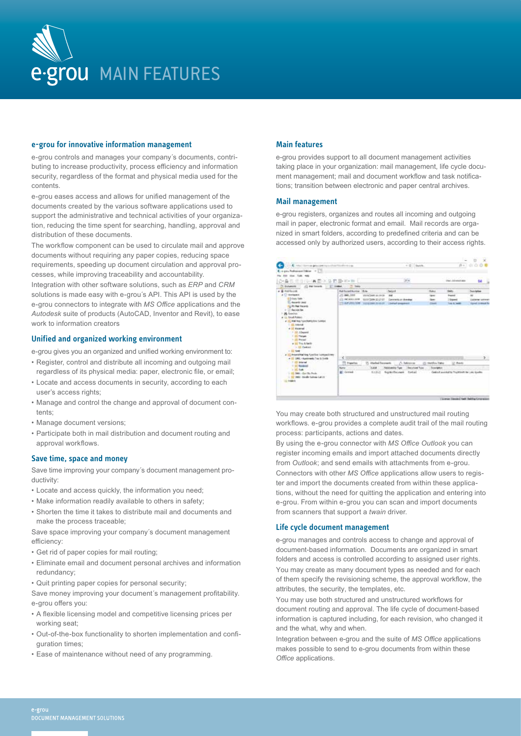# e·grou MAIN FEATURES

## e-grou for innovative information management

e-grou controls and manages your company´s documents, contributing to increase productivity, process efficiency and information security, regardless of the format and physical media used for the contents.

e-grou eases access and allows for unified management of the documents created by the various software applications used to support the administrative and technical activities of your organization, reducing the time spent for searching, handling, approval and distribution of these documents.

The workflow component can be used to circulate mail and approve documents without requiring any paper copies, reducing space requirements, speeding up document circulation and approval processes, while improving traceability and accountability.

Integration with other software solutions, such as *ERP* and *CRM* solutions is made easy with e-grou´s API. This API is used by the e-grou connectors to integrate with *MS Office* applications and the *Autodesk* suite of products (AutoCAD, Inventor and Revit), to ease work to information creators

## Unified and organized working environment

e-grou gives you an organized and unified working environment to:

- Register, control and distribute all incoming and outgoing mail regardless of its physical media: paper, electronic file, or email;
- Locate and access documents in security, according to each user's access rights;
- Manage and control the change and approval of document contents;
- Manage document versions;
- Participate both in mail distribution and document routing and approval workflows.

## Save time, space and money

Save time improving your company´s document management productivity:

- Locate and access quickly, the information you need;
- Make information readily available to others in safety;
- Shorten the time it takes to distribute mail and documents and make the process traceable;

Save space improving your company´s document management efficiency:

- Get rid of paper copies for mail routing;
- Eliminate email and document personal archives and information redundancy;
- Quit printing paper copies for personal security;

Save money improving your document´s management profitability. e-grou offers you:

- A flexible licensing model and competitive licensing prices per working seat;
- Out-of-the-box functionality to shorten implementation and configuration times;
- Ease of maintenance without need of any programming.

## Main features

e-grou provides support to all document management activities taking place in your organization: mail management, life cycle document management; mail and document workflow and task notifications; transition between electronic and paper central archives.

## Mail management

e-grou registers, organizes and routes all incoming and outgoing mail in paper, electronic format and email. Mail records are organized in smart folders, according to predefined criteria and can be accessed only by authorized users, according to their access rights.

You may create both structured and unstructured mail routing workflows. e-grou provides a complete audit trail of the mail routing process: participants, actions and dates.

By using the e-grou connector with *MS Office Outlook* you can register incoming emails and import attached documents directly from *Outlook*; and send emails with attachments from e-grou.

Connectors with other *MS Office* applications allow users to register and import the documents created from within these applications, without the need for quitting the application and entering into e-grou. From within e-grou you can scan and import documents from scanners that support a *twain* driver.

## Life cycle document management

e-grou manages and controls access to change and approval of document-based information. Documents are organized in smart folders and access is controlled according to assigned user rights.

You may create as many document types as needed and for each of them specify the revisioning scheme, the approval workflow, the attributes, the security, the templates, etc.

You may use both structured and unstructured workflows for document routing and approval. The life cycle of document-based information is captured including, for each revision, who changed it and the what, why and when.

Integration between e-grou and the suite of *MS Office* applications makes possible to send to e-grou documents from within these *Office* applications.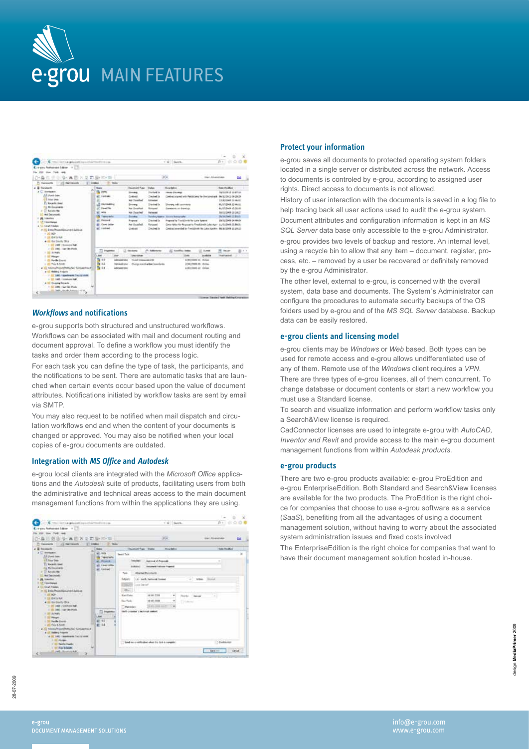# e-grou MAIN FEATURES

## *Workflows* and notifications

e-grou supports both structured and unstructured workflows. Workflows can be associated with mail and document routing and document approval. To define a workflow you must identify the tasks and order them according to the process logic.

For each task you can define the type of task, the participants, and the notifications to be sent. There are automatic tasks that are launched when certain events occur based upon the value of document attributes. Notifications initiated by workflow tasks are sent by email via SMTP.

You may also request to be notified when mail dispatch and circulation workflows end and when the content of your documents is changed or approved. You may also be notified when your local copies of e-grou documents are outdated.

## Integration with *MS Office* and *Autodesk*

e-grou local clients are integrated with the *Microsoft Office* applications and the *Autodesk* suite of products, facilitating users from both the administrative and technical areas access to the main document management functions from within the applications they are using.

## Protect your information

e-grou saves all documents to protected operating system folders located in a single server or distributed across the network. Access to documents is controled by e-grou, according to assigned user rights. Direct access to documents is not allowed.

History of user interaction with the documents is saved in a log file to help tracing back all user actions used to audit the e-grou system.

Document attributes and configuration information is kept in an *MS SQL Server* data base only accessible to the e-grou Administrator.

e-grou provides two levels of backup and restore. An internal level, using a recycle bin to allow that any item – document, register, process, etc. – removed by a user be recovered or definitely removed by the e-grou Administrator.

The other level, external to e-grou, is concerned with the overall system, data base and documents. The System´s Administrator can configure the procedures to automate security backups of the OS folders used by e-grou and of the *MS SQL Server* database. Backup data can be easily restored.

## e-grou clients and licensing model

e-grou clients may be *Windows* or *Web* based. Both types can be used for remote access and e-grou allows undifferentiated use of any of them. Remote use of the *Windows* client requires a *VPN*.

There are three types of e-grou licenses, all of them concurrent. To change database or document contents or start a new workflow you must use a Standard license.

To search and visualize information and perform workflow tasks only a Search&View license is required.

CadConnector licenses are used to integrate e-grou with *AutoCAD, Inventor and Revit* and provide access to the main e-grou document management functions from within *Autodesk products*.

## e-grou products

There are two e-grou products available: e-grou ProEdition and e-grou EnterpriseEdition. Both Standard and Search&View licenses are available for the two products. The ProEdition is the right choice for companies that choose to use e-grou software as a service (*SaaS*), benefiting from all the advantages of using a document management solution, without having to worry about the associated system administration issues and fixed costs involved

The EnterpriseEdition is the right choice for companies that want to have their document management solution hosted in-house.

e-grou
DOCUMENT MANAGEMENT SOLUTIONS

info@e-grou.com
www.e-grou.com